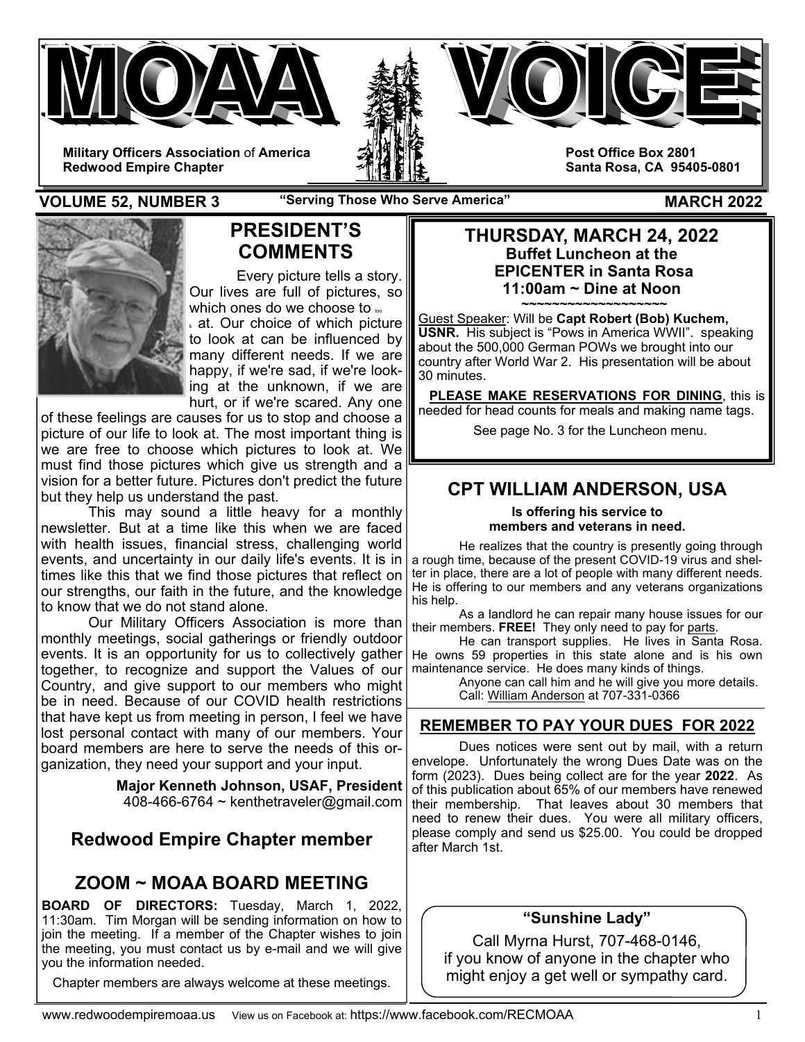# MOAA VOICE

**Military Officers Association of America**
**Redwood Empire Chapter**

**Post Office Box 2801**
**Santa Rosa, CA 95405-0801**

**VOLUME 52, NUMBER 3** **"Serving Those Who Serve America"** **MARCH 2022**

## PRESIDENT'S COMMENTS

Every picture tells a story. Our lives are full of pictures, so which ones do we choose to look at. Our choice of which picture to look at can be influenced by many different needs. If we are happy, if we're sad, if we're looking at the unknown, if we are hurt, or if we're scared. Any one of these feelings are causes for us to stop and choose a picture of our life to look at. The most important thing is we are free to choose which pictures to look at. We must find those pictures which give us strength and a vision for a better future. Pictures don't predict the future but they help us understand the past.

This may sound a little heavy for a monthly newsletter. But at a time like this when we are faced with health issues, financial stress, challenging world events, and uncertainty in our daily life's events. It is in times like this that we find those pictures that reflect on our strengths, our faith in the future, and the knowledge to know that we do not stand alone.

Our Military Officers Association is more than monthly meetings, social gatherings or friendly outdoor events. It is an opportunity for us to collectively gather together, to recognize and support the Values of our Country, and give support to our members who might be in need. Because of our COVID health restrictions that have kept us from meeting in person, I feel we have lost personal contact with many of our members. Your board members are here to serve the needs of this organization, they need your support and your input.

**Major Kenneth Johnson, USAF, President**
408-466-6764 ~ kenthetraveler@gmail.com

## Redwood Empire Chapter member

## ZOOM ~ MOAA BOARD MEETING

**BOARD OF DIRECTORS:** Tuesday, March 1, 2022, 11:30am. Tim Morgan will be sending information on how to join the meeting. If a member of the Chapter wishes to join the meeting, you must contact us by e-mail and we will give you the information needed.

Chapter members are always welcome at these meetings.

## THURSDAY, MARCH 24, 2022

**Buffet Luncheon at the**
**EPICENTER in Santa Rosa**
**11:00am ~ Dine at Noon**
**~~~~~~~~~~~~~~~~~~~~**

Guest Speaker: Will be **Capt Robert (Bob) Kuchem, USNR.** His subject is "Pows in America WWII". speaking about the 500,000 German POWs we brought into our country after World War 2. His presentation will be about 30 minutes.

**PLEASE MAKE RESERVATIONS FOR DINING**, this is needed for head counts for meals and making name tags.

See page No. 3 for the Luncheon menu.

## CPT WILLIAM ANDERSON, USA

**Is offering his service to members and veterans in need.**

He realizes that the country is presently going through a rough time, because of the present COVID-19 virus and shelter in place, there are a lot of people with many different needs. He is offering to our members and any veterans organizations his help.

As a landlord he can repair many house issues for our their members. **FREE!** They only need to pay for parts.

He can transport supplies. He lives in Santa Rosa. He owns 59 properties in this state alone and is his own maintenance service. He does many kinds of things.

Anyone can call him and he will give you more details. Call: William Anderson at 707-331-0366

## REMEMBER TO PAY YOUR DUES FOR 2022

Dues notices were sent out by mail, with a return envelope. Unfortunately the wrong Dues Date was on the form (2023). Dues being collect are for the year **2022**. As of this publication about 65% of our members have renewed their membership. That leaves about 30 members that need to renew their dues. You were all military officers, please comply and send us $25.00. You could be dropped after March 1st.

**"Sunshine Lady"**

Call Myrna Hurst, 707-468-0146, if you know of anyone in the chapter who might enjoy a get well or sympathy card.

www.redwoodempiremoaa.us View us on Facebook at: https://www.facebook.com/RECMOAA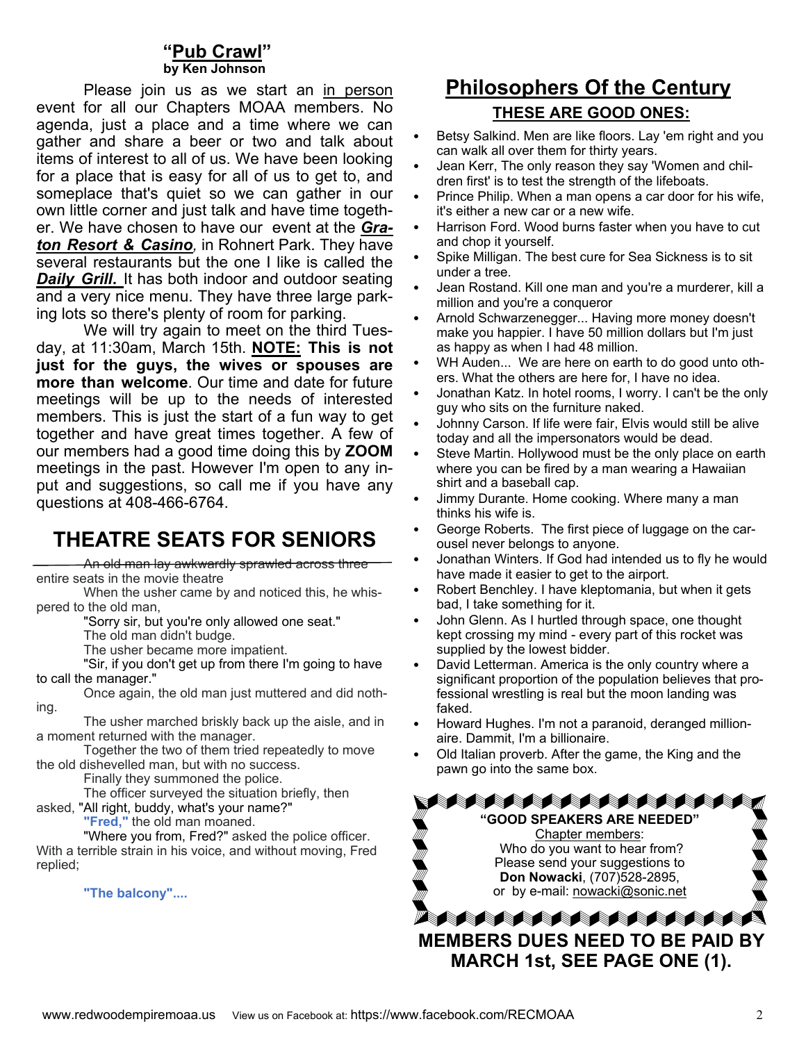## "Pub Crawl"

**by Ken Johnson**

Please join us as we start an in person event for all our Chapters MOAA members. No agenda, just a place and a time where we can gather and share a beer or two and talk about items of interest to all of us. We have been looking for a place that is easy for all of us to get to, and someplace that's quiet so we can gather in our own little corner and just talk and have time together. We have chosen to have our event at the ***Graton Resort & Casino***, in Rohnert Park. They have several restaurants but the one I like is called the ***Daily Grill.*** It has both indoor and outdoor seating and a very nice menu. They have three large parking lots so there's plenty of room for parking.

We will try again to meet on the third Tuesday, at 11:30am, March 15th. **NOTE: This is not just for the guys, the wives or spouses are more than welcome**. Our time and date for future meetings will be up to the needs of interested members. This is just the start of a fun way to get together and have great times together. A few of our members had a good time doing this by **ZOOM** meetings in the past. However I'm open to any input and suggestions, so call me if you have any questions at 408-466-6764.

## THEATRE SEATS FOR SENIORS

~~An old man lay awkwardly sprawled across three~~ entire seats in the movie theatre

When the usher came by and noticed this, he whispered to the old man,

"Sorry sir, but you're only allowed one seat."

The old man didn't budge.

The usher became more impatient.

"Sir, if you don't get up from there I'm going to have to call the manager."

Once again, the old man just muttered and did nothing.

The usher marched briskly back up the aisle, and in a moment returned with the manager.

Together the two of them tried repeatedly to move the old dishevelled man, but with no success.

Finally they summoned the police.

The officer surveyed the situation briefly, then asked, "All right, buddy, what's your name?"

**"Fred,"** the old man moaned.

"Where you from, Fred?" asked the police officer. With a terrible strain in his voice, and without moving, Fred replied;

**"The balcony"....**

## Philosophers Of the Century

### THESE ARE GOOD ONES:

- Betsy Salkind. Men are like floors. Lay 'em right and you can walk all over them for thirty years.
- Jean Kerr, The only reason they say 'Women and children first' is to test the strength of the lifeboats.
- Prince Philip. When a man opens a car door for his wife, it's either a new car or a new wife.
- Harrison Ford. Wood burns faster when you have to cut and chop it yourself.
- Spike Milligan. The best cure for Sea Sickness is to sit under a tree.
- Jean Rostand. Kill one man and you're a murderer, kill a million and you're a conqueror
- Arnold Schwarzenegger... Having more money doesn't make you happier. I have 50 million dollars but I'm just as happy as when I had 48 million.
- WH Auden... We are here on earth to do good unto others. What the others are here for, I have no idea.
- Jonathan Katz. In hotel rooms, I worry. I can't be the only guy who sits on the furniture naked.
- Johnny Carson. If life were fair, Elvis would still be alive today and all the impersonators would be dead.
- Steve Martin. Hollywood must be the only place on earth where you can be fired by a man wearing a Hawaiian shirt and a baseball cap.
- Jimmy Durante. Home cooking. Where many a man thinks his wife is.
- George Roberts. The first piece of luggage on the carousel never belongs to anyone.
- Jonathan Winters. If God had intended us to fly he would have made it easier to get to the airport.
- Robert Benchley. I have kleptomania, but when it gets bad, I take something for it.
- John Glenn. As I hurtled through space, one thought kept crossing my mind - every part of this rocket was supplied by the lowest bidder.
- David Letterman. America is the only country where a significant proportion of the population believes that professional wrestling is real but the moon landing was faked.
- Howard Hughes. I'm not a paranoid, deranged millionaire. Dammit, I'm a billionaire.
- Old Italian proverb. After the game, the King and the pawn go into the same box.

**"GOOD SPEAKERS ARE NEEDED"**

Chapter members:
Who do you want to hear from?
Please send your suggestions to
**Don Nowacki**, (707)528-2895,
or by e-mail: nowacki@sonic.net

**MEMBERS DUES NEED TO BE PAID BY MARCH 1st, SEE PAGE ONE (1).**

www.redwoodempiremoaa.us View us on Facebook at: https://www.facebook.com/RECMOAA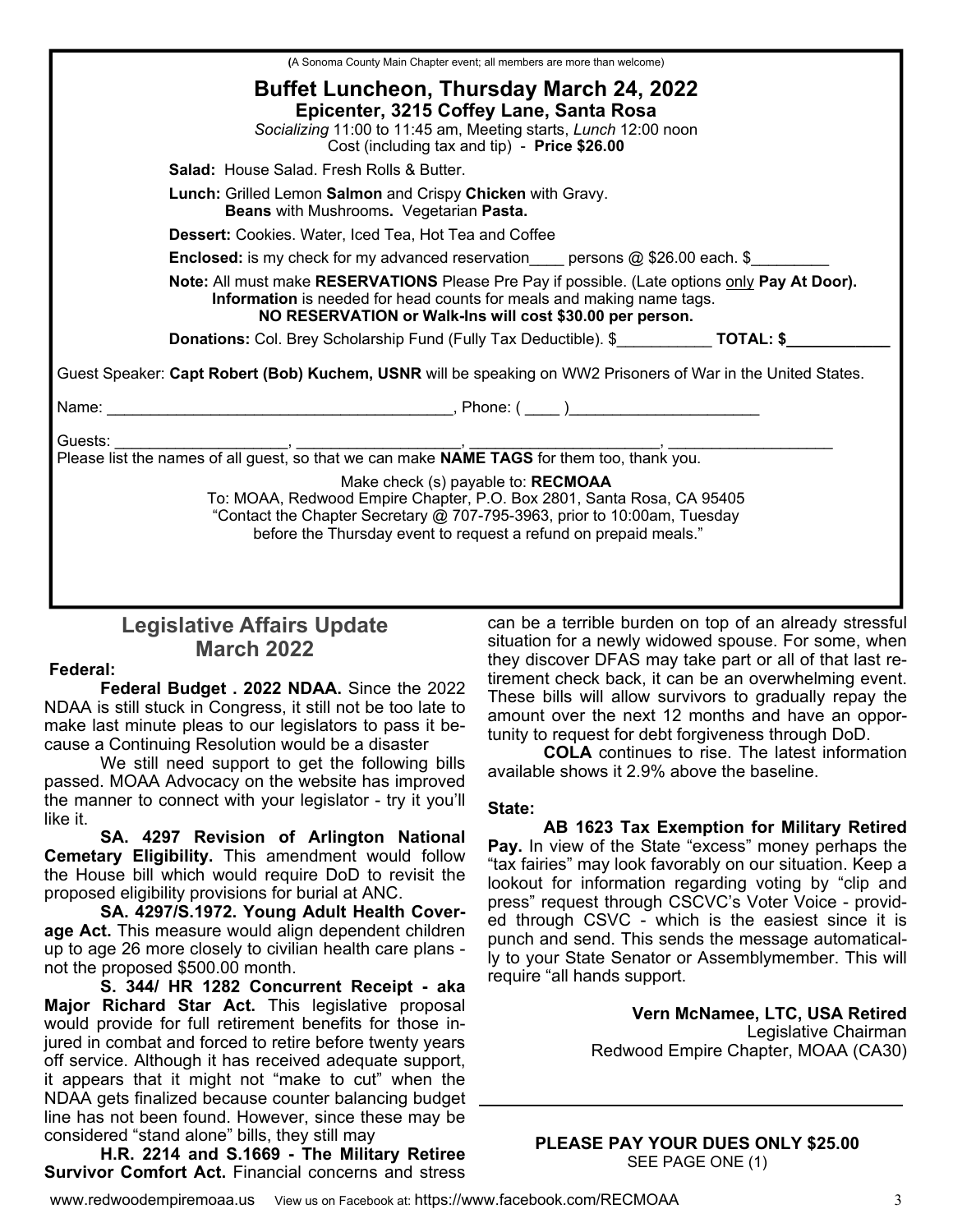(A Sonoma County Main Chapter event; all members are more than welcome)

## Buffet Luncheon, Thursday March 24, 2022

**Epicenter, 3215 Coffey Lane, Santa Rosa**

*Socializing* 11:00 to 11:45 am, Meeting starts, *Lunch* 12:00 noon

Cost (including tax and tip) - **Price $26.00**

**Salad:** House Salad. Fresh Rolls & Butter.

**Lunch:** Grilled Lemon **Salmon** and Crispy **Chicken** with Gravy. **Beans** with Mushrooms**.** Vegetarian **Pasta.**

**Dessert:** Cookies. Water, Iced Tea, Hot Tea and Coffee

**Enclosed:** is my check for my advanced reservation____ persons @ $26.00 each. $_________

**Note:** All must make **RESERVATIONS** Please Pre Pay if possible. (Late options only **Pay At Door). Information** is needed for head counts for meals and making name tags. **NO RESERVATION or Walk-Ins will cost $30.00 per person.**

**Donations:** Col. Brey Scholarship Fund (Fully Tax Deductible). $___________ **TOTAL: $____________**

Guest Speaker: **Capt Robert (Bob) Kuchem, USNR** will be speaking on WW2 Prisoners of War in the United States.

Name: ________________________________________, Phone: ( ____ )______________________

Guests: ____________________, ___________________, ______________________, ___________________

Please list the names of all guest, so that we can make **NAME TAGS** for them too, thank you.

Make check (s) payable to: **RECMOAA**

To: MOAA, Redwood Empire Chapter, P.O. Box 2801, Santa Rosa, CA 95405

"Contact the Chapter Secretary @ 707-795-3963, prior to 10:00am, Tuesday before the Thursday event to request a refund on prepaid meals."

## Legislative Affairs Update March 2022

**Federal:**

**Federal Budget . 2022 NDAA.** Since the 2022 NDAA is still stuck in Congress, it still not be too late to make last minute pleas to our legislators to pass it because a Continuing Resolution would be a disaster

We still need support to get the following bills passed. MOAA Advocacy on the website has improved the manner to connect with your legislator - try it you'll like it.

**SA. 4297 Revision of Arlington National Cemetary Eligibility.** This amendment would follow the House bill which would require DoD to revisit the proposed eligibility provisions for burial at ANC.

**SA. 4297/S.1972. Young Adult Health Coverage Act.** This measure would align dependent children up to age 26 more closely to civilian health care plans - not the proposed $500.00 month.

**S. 344/ HR 1282 Concurrent Receipt - aka Major Richard Star Act.** This legislative proposal would provide for full retirement benefits for those injured in combat and forced to retire before twenty years off service. Although it has received adequate support, it appears that it might not "make to cut" when the NDAA gets finalized because counter balancing budget line has not been found. However, since these may be considered "stand alone" bills, they still may

**H.R. 2214 and S.1669 - The Military Retiree Survivor Comfort Act.** Financial concerns and stress can be a terrible burden on top of an already stressful situation for a newly widowed spouse. For some, when they discover DFAS may take part or all of that last retirement check back, it can be an overwhelming event. These bills will allow survivors to gradually repay the amount over the next 12 months and have an opportunity to request for debt forgiveness through DoD.

**COLA** continues to rise. The latest information available shows it 2.9% above the baseline.

**State:**

**AB 1623 Tax Exemption for Military Retired Pay.** In view of the State "excess" money perhaps the "tax fairies" may look favorably on our situation. Keep a lookout for information regarding voting by "clip and press" request through CSCVC's Voter Voice - provided through CSVC - which is the easiest since it is punch and send. This sends the message automatically to your State Senator or Assemblymember. This will require "all hands support.

**Vern McNamee, LTC, USA Retired**
Legislative Chairman
Redwood Empire Chapter, MOAA (CA30)

**PLEASE PAY YOUR DUES ONLY $25.00**
SEE PAGE ONE (1)

www.redwoodempiremoaa.us View us on Facebook at: https://www.facebook.com/RECMOAA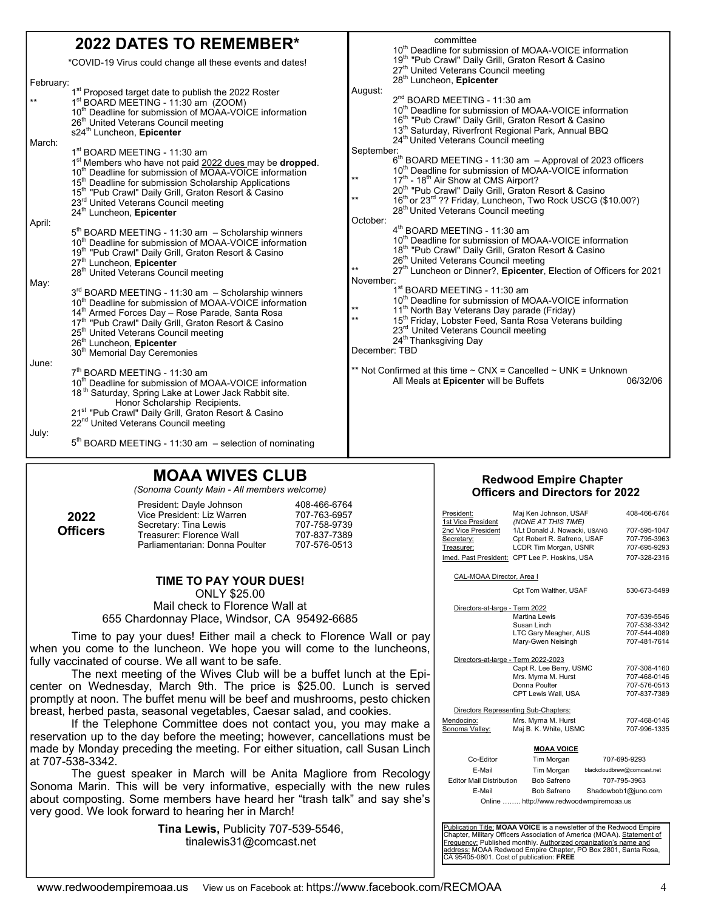## 2022 DATES TO REMEMBER*

*COVID-19 Virus could change all these events and dates!

February:

- 1st Proposed target date to publish the 2022 Roster
- ** 1st BOARD MEETING - 11:30 am (ZOOM)
- 10th Deadline for submission of MOAA-VOICE information
- 26th United Veterans Council meeting
- s24th Luncheon, **Epicenter**

March:

- 1st BOARD MEETING - 11:30 am
- 1st Members who have not paid 2022 dues may be **dropped**.
- 10th Deadline for submission of MOAA-VOICE information
- 15th Deadline for submission Scholarship Applications
- 15th "Pub Crawl" Daily Grill, Graton Resort & Casino
- 23rd United Veterans Council meeting
- 24th Luncheon, **Epicenter**

April:

- 5th BOARD MEETING - 11:30 am – Scholarship winners
- 10th Deadline for submission of MOAA-VOICE information
- 19th "Pub Crawl" Daily Grill, Graton Resort & Casino
- 27th Luncheon, **Epicenter**
- 28th United Veterans Council meeting

May:

- 3rd BOARD MEETING - 11:30 am – Scholarship winners
- 10th Deadline for submission of MOAA-VOICE information
- 14th Armed Forces Day – Rose Parade, Santa Rosa
- 17th "Pub Crawl" Daily Grill, Graton Resort & Casino
- 25th United Veterans Council meeting
- 26th Luncheon, **Epicenter**
- 30th Memorial Day Ceremonies

June:

- 7th BOARD MEETING - 11:30 am
- 10th Deadline for submission of MOAA-VOICE information
- 18th Saturday, Spring Lake at Lower Jack Rabbit site. Honor Scholarship Recipients.
- 21st "Pub Crawl" Daily Grill, Graton Resort & Casino
- 22nd United Veterans Council meeting

July:

- 5th BOARD MEETING - 11:30 am – selection of nominating committee
- 10th Deadline for submission of MOAA-VOICE information
- 19th "Pub Crawl" Daily Grill, Graton Resort & Casino
- 27th United Veterans Council meeting
- 28th Luncheon, **Epicenter**

August:

- 2nd BOARD MEETING - 11:30 am
- 10th Deadline for submission of MOAA-VOICE information
- 16th "Pub Crawl" Daily Grill, Graton Resort & Casino
- 13th Saturday, Riverfront Regional Park, Annual BBQ
- 24th United Veterans Council meeting

September:

- 6th BOARD MEETING - 11:30 am – Approval of 2023 officers
- 10th Deadline for submission of MOAA-VOICE information
- ** 17th - 18th Air Show at CMS Airport?
- 20th "Pub Crawl" Daily Grill, Graton Resort & Casino
- ** 16th or 23rd ?? Friday, Luncheon, Two Rock USCG ($10.00?)
- 28th United Veterans Council meeting

October:

- 4th BOARD MEETING - 11:30 am
- 10th Deadline for submission of MOAA-VOICE information
- 18th "Pub Crawl" Daily Grill, Graton Resort & Casino
- 26th United Veterans Council meeting
- ** 27th Luncheon or Dinner?, **Epicenter**, Election of Officers for 2021

November:

- 1st BOARD MEETING - 11:30 am
- 10th Deadline for submission of MOAA-VOICE information
- ** 11th North Bay Veterans Day parade (Friday)
- ** 15th Friday, Lobster Feed, Santa Rosa Veterans building
- 23rd United Veterans Council meeting
- 24th Thanksgiving Day

December: TBD

** Not Confirmed at this time ~ CNX = Cancelled ~ UNK = Unknown
All Meals at **Epicenter** will be Buffets 06/32/06

## MOAA WIVES CLUB

*(Sonoma County Main - All members welcome)*

**2022 Officers**

| | |
|---|---|
| President: Dayle Johnson | 408-466-6764 |
| Vice President: Liz Warren | 707-763-6957 |
| Secretary: Tina Lewis | 707-758-9739 |
| Treasurer: Florence Wall | 707-837-7389 |
| Parliamentarian: Donna Poulter | 707-576-0513 |

**TIME TO PAY YOUR DUES!**
ONLY $25.00
Mail check to Florence Wall at
655 Chardonnay Place, Windsor, CA 95492-6685

Time to pay your dues! Either mail a check to Florence Wall or pay when you come to the luncheon. We hope you will come to the luncheons, fully vaccinated of course. We all want to be safe.

The next meeting of the Wives Club will be a buffet lunch at the Epicenter on Wednesday, March 9th. The price is $25.00. Lunch is served promptly at noon. The buffet menu will be beef and mushrooms, pesto chicken breast, herbed pasta, seasonal vegetables, Caesar salad, and cookies.

If the Telephone Committee does not contact you, you may make a reservation up to the day before the meeting; however, cancellations must be made by Monday preceding the meeting. For either situation, call Susan Linch at 707-538-3342.

The guest speaker in March will be Anita Magliore from Recology Sonoma Marin. This will be very informative, especially with the new rules about composting. Some members have heard her "trash talk" and say she's very good. We look forward to hearing her in March!

**Tina Lewis,** Publicity 707-539-5546,
tinalewis31@comcast.net

### Redwood Empire Chapter Officers and Directors for 2022

| | | |
|---|---|---|
| President: | Maj Ken Johnson, USAF | 408-466-6764 |
| 1st Vice President | *(NONE AT THIS TIME)* | |
| 2nd Vice President | 1/Lt Donald J. Nowacki, USANG | 707-595-1047 |
| Secretary: | Cpt Robert R. Safreno, USAF | 707-795-3963 |
| Treasurer: | LCDR Tim Morgan, USNR | 707-695-9293 |
| Imed. Past President: | CPT Lee P. Hoskins, USA | 707-328-2316 |

CAL-MOAA Director, Area I

| | |
|---|---|
| Cpt Tom Walther, USAF | 530-673-5499 |

Directors-at-large - Term 2022

| | |
|---|---|
| Martina Lewis | 707-539-5546 |
| Susan Linch | 707-538-3342 |
| LTC Gary Meagher, AUS | 707-544-4089 |
| Mary-Gwen Neisingh | 707-481-7614 |

Directors-at-large - Term 2022-2023

| | |
|---|---|
| Capt R. Lee Berry, USMC | 707-308-4160 |
| Mrs. Myrna M. Hurst | 707-468-0146 |
| Donna Poulter | 707-576-0513 |
| CPT Lewis Wall, USA | 707-837-7389 |

Directors Representing Sub-Chapters:

| | | |
|---|---|---|
| Mendocino: | Mrs. Myrna M. Hurst | 707-468-0146 |
| Sonoma Valley: | Maj B. K. White, USMC | 707-996-1335 |

**MOAA VOICE**

| | | |
|---|---|---|
| Co-Editor | Tim Morgan | 707-695-9293 |
| E-Mail | Tim Morgan | blackcloudbrew@comcast.net |
| Editor Mail Distribution | Bob Safreno | 707-795-3963 |
| E-Mail | Bob Safreno | Shadowbob1@juno.com |

Online …….. http://www.redwoodwmpiremoaa.us

Publication Title: **MOAA VOICE** is a newsletter of the Redwood Empire Chapter, Military Officers Association of America (MOAA). Statement of Frequency: Published monthly. Authorized organization's name and address: MOAA Redwood Empire Chapter, PO Box 2801, Santa Rosa, CA 95405-0801. Cost of publication: **FREE**

www.redwoodempiremoaa.us View us on Facebook at: https://www.facebook.com/RECMOAA